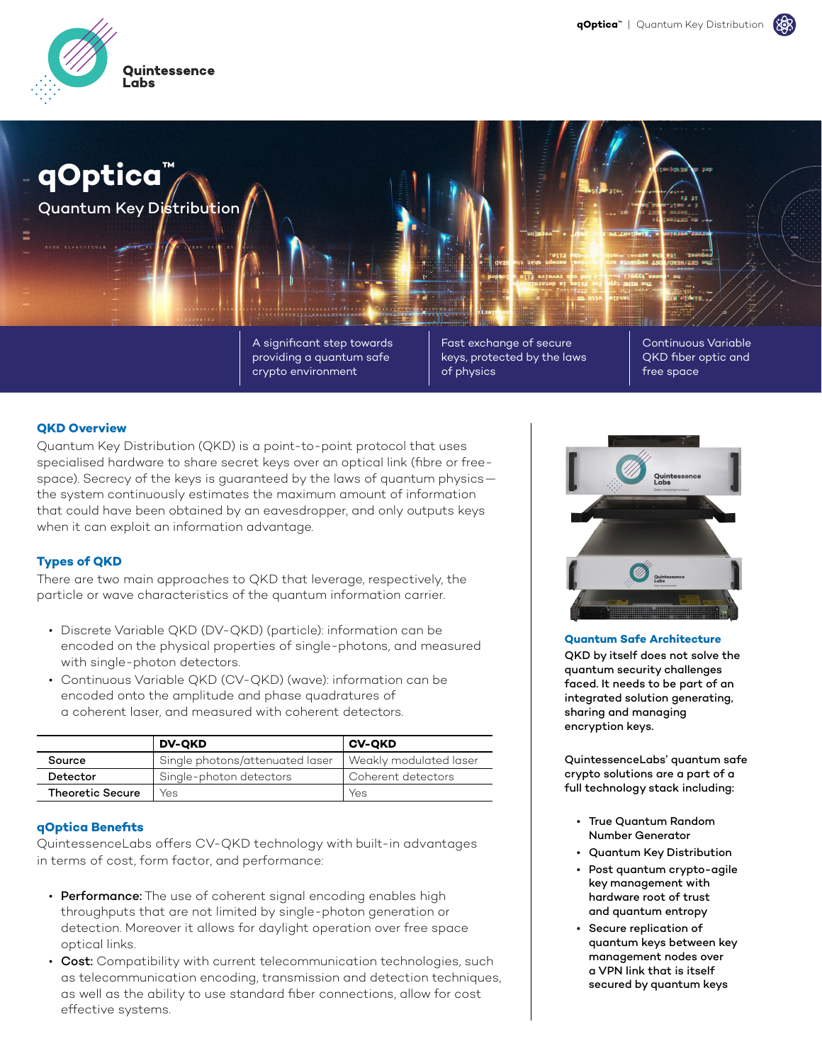# qOptica™

## Quantum Key Distribution

A significant step towards providing a quantum safe crypto environment

Fast exchange of secure keys, protected by the laws of physics

Continuous Variable QKD fiber optic and free space

### QKD Overview

Quantum Key Distribution (QKD) is a point-to-point protocol that uses specialised hardware to share secret keys over an optical link (fibre or free-space). Secrecy of the keys is guaranteed by the laws of quantum physics—the system continuously estimates the maximum amount of information that could have been obtained by an eavesdropper, and only outputs keys when it can exploit an information advantage.

### Types of QKD

There are two main approaches to QKD that leverage, respectively, the particle or wave characteristics of the quantum information carrier.

- Discrete Variable QKD (DV-QKD) (particle): information can be encoded on the physical properties of single-photons, and measured with single-photon detectors.
- Continuous Variable QKD (CV-QKD) (wave): information can be encoded onto the amplitude and phase quadratures of a coherent laser, and measured with coherent detectors.

| | DV-QKD | CV-QKD |
|---|---|---|
| Source | Single photons/attenuated laser | Weakly modulated laser |
| Detector | Single-photon detectors | Coherent detectors |
| Theoretic Secure | Yes | Yes |

### qOptica Benefits

QuintessenceLabs offers CV-QKD technology with built-in advantages in terms of cost, form factor, and performance:

- **Performance:** The use of coherent signal encoding enables high throughputs that are not limited by single-photon generation or detection. Moreover it allows for daylight operation over free space optical links.
- **Cost:** Compatibility with current telecommunication technologies, such as telecommunication encoding, transmission and detection techniques, as well as the ability to use standard fiber connections, allow for cost effective systems.

### Quantum Safe Architecture

**QKD by itself does not solve the quantum security challenges faced. It needs to be part of an integrated solution generating, sharing and managing encryption keys.**

**QuintessenceLabs' quantum safe crypto solutions are a part of a full technology stack including:**

- **True Quantum Random Number Generator**
- **Quantum Key Distribution**
- **Post quantum crypto-agile key management with hardware root of trust and quantum entropy**
- **Secure replication of quantum keys between key management nodes over a VPN link that is itself secured by quantum keys**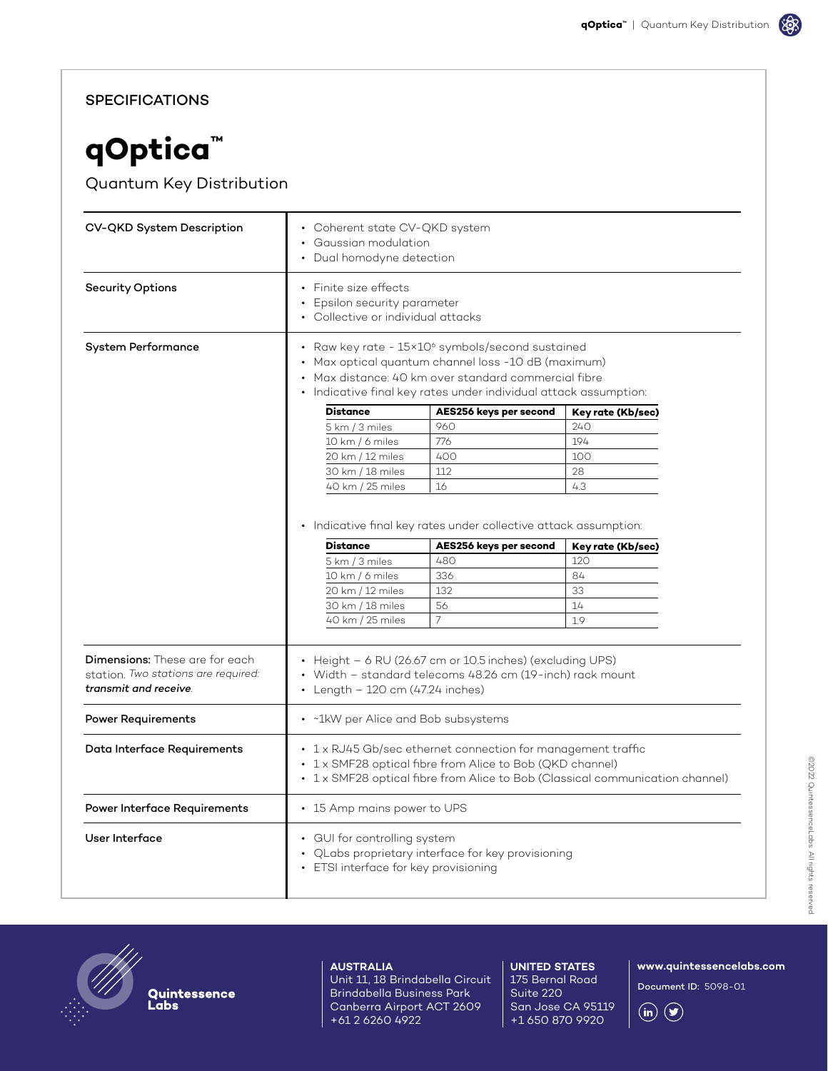## SPECIFICATIONS

# qOptica™

Quantum Key Distribution

| | |
|---|---|
| **CV-QKD System Description** | • Coherent state CV-QKD system<br>• Gaussian modulation<br>• Dual homodyne detection |
| **Security Options** | • Finite size effects<br>• Epsilon security parameter<br>• Collective or individual attacks |
| **System Performance** | • Raw key rate - $15 \times 10^6$ symbols/second sustained<br>• Max optical quantum channel loss -10 dB (maximum)<br>• Max distance: 40 km over standard commercial fibre<br>• Indicative final key rates under individual attack assumption: (see table below)<br>• Indicative final key rates under collective attack assumption: (see table below) |
| **Dimensions:** These are for each station. *Two stations are required: **transmit and receive**.* | • Height – 6 RU (26.67 cm or 10.5 inches) (excluding UPS)<br>• Width – standard telecoms 48.26 cm (19-inch) rack mount<br>• Length – 120 cm (47.24 inches) |
| **Power Requirements** | • ~1kW per Alice and Bob subsystems |
| **Data Interface Requirements** | • 1 x RJ45 Gb/sec ethernet connection for management traffic<br>• 1 x SMF28 optical fibre from Alice to Bob (QKD channel)<br>• 1 x SMF28 optical fibre from Alice to Bob (Classical communication channel) |
| **Power Interface Requirements** | • 15 Amp mains power to UPS |
| **User Interface** | • GUI for controlling system<br>• QLabs proprietary interface for key provisioning<br>• ETSI interface for key provisioning |

Indicative final key rates under individual attack assumption:

| Distance | AES256 keys per second | Key rate (Kb/sec) |
|---|---|---|
| 5 km / 3 miles | 960 | 240 |
| 10 km / 6 miles | 776 | 194 |
| 20 km / 12 miles | 400 | 100 |
| 30 km / 18 miles | 112 | 28 |
| 40 km / 25 miles | 16 | 4.3 |

Indicative final key rates under collective attack assumption:

| Distance | AES256 keys per second | Key rate (Kb/sec) |
|---|---|---|
| 5 km / 3 miles | 480 | 120 |
| 10 km / 6 miles | 336 | 84 |
| 20 km / 12 miles | 132 | 33 |
| 30 km / 18 miles | 56 | 14 |
| 40 km / 25 miles | 7 | 1.9 |

©2022 QuintessenceLabs All rights reserved

Quintessence Labs

**AUSTRALIA**
Unit 11, 18 Brindabella Circuit
Brindabella Business Park
Canberra Airport ACT 2609
+61 2 6260 4922

**UNITED STATES**
175 Bernal Road
Suite 220
San Jose CA 95119
+1 650 870 9920

**www.quintessencelabs.com**

**Document ID:** 5098-01